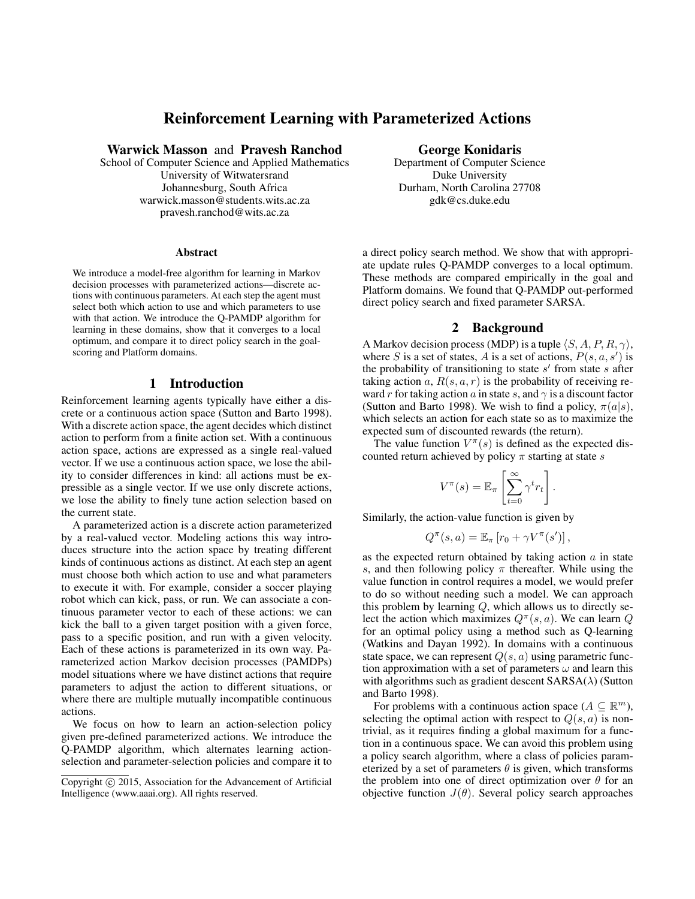# Reinforcement Learning with Parameterized Actions

**Warwick Masson** and **Pravesh Ranchod**
School of Computer Science and Applied Mathematics
University of Witwatersrand
Johannesburg, South Africa
warwick.masson@students.wits.ac.za
pravesh.ranchod@wits.ac.za

**George Konidaris**
Department of Computer Science
Duke University
Durham, North Carolina 27708
gdk@cs.duke.edu

### Abstract

We introduce a model-free algorithm for learning in Markov decision processes with parameterized actions—discrete actions with continuous parameters. At each step the agent must select both which action to use and which parameters to use with that action. We introduce the Q-PAMDP algorithm for learning in these domains, show that it converges to a local optimum, and compare it to direct policy search in the goal-scoring and Platform domains.

## 1 Introduction

Reinforcement learning agents typically have either a discrete or a continuous action space (Sutton and Barto 1998). With a discrete action space, the agent decides which distinct action to perform from a finite action set. With a continuous action space, actions are expressed as a single real-valued vector. If we use a continuous action space, we lose the ability to consider differences in kind: all actions must be expressible as a single vector. If we use only discrete actions, we lose the ability to finely tune action selection based on the current state.

A parameterized action is a discrete action parameterized by a real-valued vector. Modeling actions this way introduces structure into the action space by treating different kinds of continuous actions as distinct. At each step an agent must choose both which action to use and what parameters to execute it with. For example, consider a soccer playing robot which can kick, pass, or run. We can associate a continuous parameter vector to each of these actions: we can kick the ball to a given target position with a given force, pass to a specific position, and run with a given velocity. Each of these actions is parameterized in its own way. Parameterized action Markov decision processes (PAMDPs) model situations where we have distinct actions that require parameters to adjust the action to different situations, or where there are multiple mutually incompatible continuous actions.

We focus on how to learn an action-selection policy given pre-defined parameterized actions. We introduce the Q-PAMDP algorithm, which alternates learning action-selection and parameter-selection policies and compare it to a direct policy search method. We show that with appropriate update rules Q-PAMDP converges to a local optimum. These methods are compared empirically in the goal and Platform domains. We found that Q-PAMDP out-performed direct policy search and fixed parameter SARSA.

## 2 Background

A Markov decision process (MDP) is a tuple $\langle S, A, P, R, \gamma \rangle$, where $S$ is a set of states, $A$ is a set of actions, $P(s, a, s')$ is the probability of transitioning to state $s'$ from state $s$ after taking action $a$, $R(s, a, r)$ is the probability of receiving reward $r$ for taking action $a$ in state $s$, and $\gamma$ is a discount factor (Sutton and Barto 1998). We wish to find a policy, $\pi(a|s)$, which selects an action for each state so as to maximize the expected sum of discounted rewards (the return).

The value function $V^{\pi}(s)$ is defined as the expected discounted return achieved by policy $\pi$ starting at state $s$

$$V^{\pi}(s) = \mathbb{E}_{\pi}\left[\sum_{t=0}^{\infty} \gamma^t r_t\right].$$

Similarly, the action-value function is given by

$$Q^{\pi}(s, a) = \mathbb{E}_{\pi}\left[r_0 + \gamma V^{\pi}(s')\right],$$

as the expected return obtained by taking action $a$ in state $s$, and then following policy $\pi$ thereafter. While using the value function in control requires a model, we would prefer to do so without needing such a model. We can approach this problem by learning $Q$, which allows us to directly select the action which maximizes $Q^{\pi}(s, a)$. We can learn $Q$ for an optimal policy using a method such as Q-learning (Watkins and Dayan 1992). In domains with a continuous state space, we can represent $Q(s, a)$ using parametric function approximation with a set of parameters $\omega$ and learn this with algorithms such as gradient descent SARSA($\lambda$) (Sutton and Barto 1998).

For problems with a continuous action space ($A \subseteq \mathbb{R}^m$), selecting the optimal action with respect to $Q(s, a)$ is non-trivial, as it requires finding a global maximum for a function in a continuous space. We can avoid this problem using a policy search algorithm, where a class of policies parameterized by a set of parameters $\theta$ is given, which transforms the problem into one of direct optimization over $\theta$ for an objective function $J(\theta)$. Several policy search approaches

Copyright © 2015, Association for the Advancement of Artificial Intelligence (www.aaai.org). All rights reserved.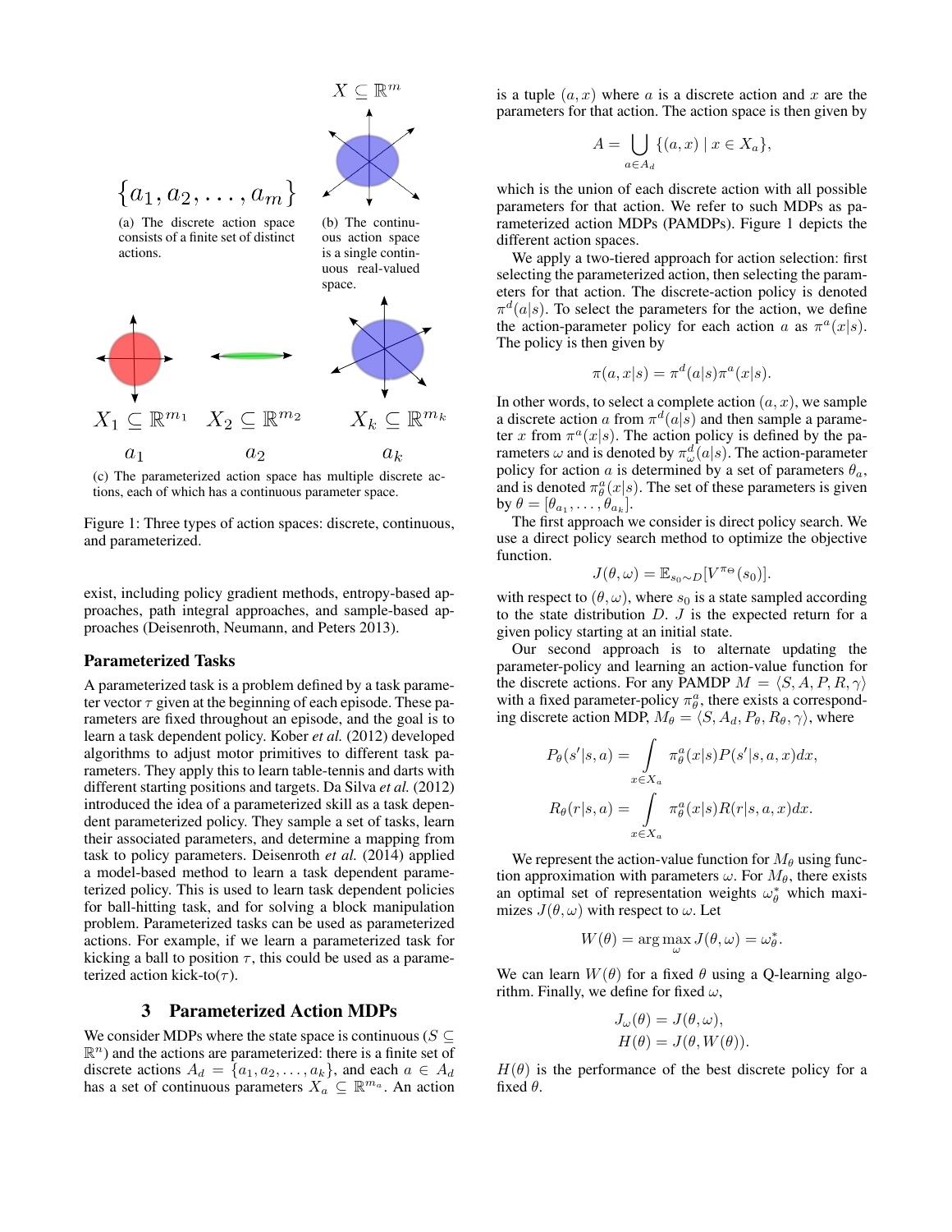$X \subseteq \mathbb{R}^m$

$\{a_1, a_2, \ldots, a_m\}$

(a) The discrete action space consists of a finite set of distinct actions.

(b) The continuous action space is a single continuous real-valued space.

$X_1 \subseteq \mathbb{R}^{m_1}$ $X_2 \subseteq \mathbb{R}^{m_2}$ $X_k \subseteq \mathbb{R}^{m_k}$

$a_1$ $a_2$ $a_k$

(c) The parameterized action space has multiple discrete actions, each of which has a continuous parameter space.

Figure 1: Three types of action spaces: discrete, continuous, and parameterized.

exist, including policy gradient methods, entropy-based approaches, path integral approaches, and sample-based approaches (Deisenroth, Neumann, and Peters 2013).

### Parameterized Tasks

A parameterized task is a problem defined by a task parameter vector $\tau$ given at the beginning of each episode. These parameters are fixed throughout an episode, and the goal is to learn a task dependent policy. Kober *et al.* (2012) developed algorithms to adjust motor primitives to different task parameters. They apply this to learn table-tennis and darts with different starting positions and targets. Da Silva *et al.* (2012) introduced the idea of a parameterized skill as a task dependent parameterized policy. They sample a set of tasks, learn their associated parameters, and determine a mapping from task to policy parameters. Deisenroth *et al.* (2014) applied a model-based method to learn a task dependent parameterized policy. This is used to learn task dependent policies for ball-hitting task, and for solving a block manipulation problem. Parameterized tasks can be used as parameterized actions. For example, if we learn a parameterized task for kicking a ball to position $\tau$, this could be used as a parameterized action kick-to($\tau$).

## 3 Parameterized Action MDPs

We consider MDPs where the state space is continuous ($S \subseteq \mathbb{R}^n$) and the actions are parameterized: there is a finite set of discrete actions $A_d = \{a_1, a_2, \ldots, a_k\}$, and each $a \in A_d$ has a set of continuous parameters $X_a \subseteq \mathbb{R}^{m_a}$. An action is a tuple $(a, x)$ where $a$ is a discrete action and $x$ are the parameters for that action. The action space is then given by

$$A = \bigcup_{a \in A_d} \{(a, x) \mid x \in X_a\},$$

which is the union of each discrete action with all possible parameters for that action. We refer to such MDPs as parameterized action MDPs (PAMDPs). Figure 1 depicts the different action spaces.

We apply a two-tiered approach for action selection: first selecting the parameterized action, then selecting the parameters for that action. The discrete-action policy is denoted $\pi^d(a|s)$. To select the parameters for the action, we define the action-parameter policy for each action $a$ as $\pi^a(x|s)$. The policy is then given by

$$\pi(a, x|s) = \pi^d(a|s)\pi^a(x|s).$$

In other words, to select a complete action $(a, x)$, we sample a discrete action $a$ from $\pi^d(a|s)$ and then sample a parameter $x$ from $\pi^a(x|s)$. The action policy is defined by the parameters $\omega$ and is denoted by $\pi^d_\omega(a|s)$. The action-parameter policy for action $a$ is determined by a set of parameters $\theta_a$, and is denoted $\pi^a_\theta(x|s)$. The set of these parameters is given by $\theta = [\theta_{a_1}, \ldots, \theta_{a_k}]$.

The first approach we consider is direct policy search. We use a direct policy search method to optimize the objective function.

$$J(\theta, \omega) = \mathbb{E}_{s_0 \sim D}[V^{\pi_\Theta}(s_0)].$$

with respect to $(\theta, \omega)$, where $s_0$ is a state sampled according to the state distribution $D$. $J$ is the expected return for a given policy starting at an initial state.

Our second approach is to alternate updating the parameter-policy and learning an action-value function for the discrete actions. For any PAMDP $M = \langle S, A, P, R, \gamma \rangle$ with a fixed parameter-policy $\pi^a_\theta$, there exists a corresponding discrete action MDP, $M_\theta = \langle S, A_d, P_\theta, R_\theta, \gamma \rangle$, where

$$P_\theta(s'|s, a) = \int_{x \in X_a} \pi^a_\theta(x|s) P(s'|s, a, x) dx,$$

$$R_\theta(r|s, a) = \int_{x \in X_a} \pi^a_\theta(x|s) R(r|s, a, x) dx.$$

We represent the action-value function for $M_\theta$ using function approximation with parameters $\omega$. For $M_\theta$, there exists an optimal set of representation weights $\omega^*_\theta$ which maximizes $J(\theta, \omega)$ with respect to $\omega$. Let

$$W(\theta) = \arg\max_\omega J(\theta, \omega) = \omega^*_\theta.$$

We can learn $W(\theta)$ for a fixed $\theta$ using a Q-learning algorithm. Finally, we define for fixed $\omega$,

$$J_\omega(\theta) = J(\theta, \omega),$$
$$H(\theta) = J(\theta, W(\theta)).$$

$H(\theta)$ is the performance of the best discrete policy for a fixed $\theta$.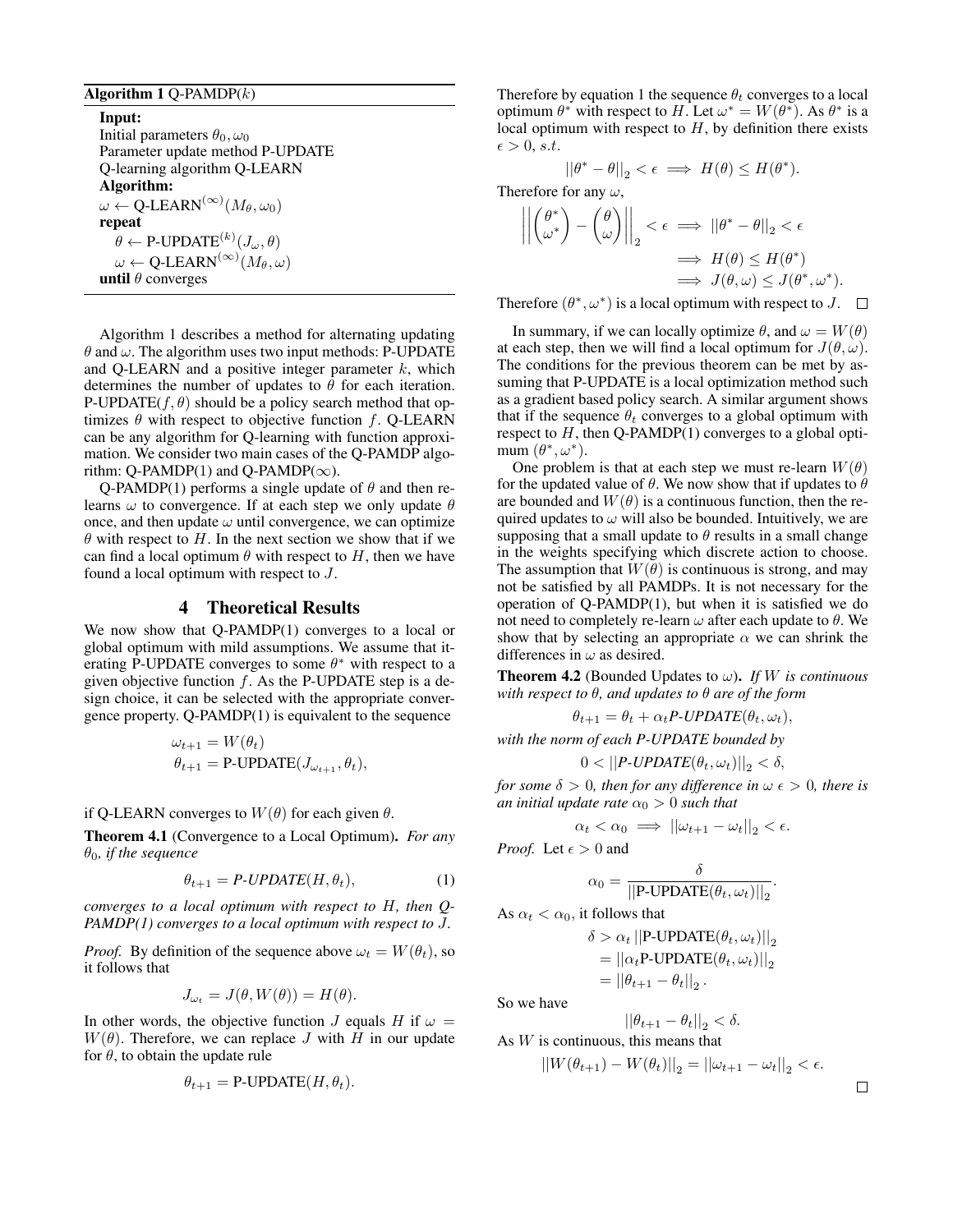**Algorithm 1** Q-PAMDP($k$)

**Input:**
Initial parameters $\theta_0, \omega_0$
Parameter update method P-UPDATE
Q-learning algorithm Q-LEARN
**Algorithm:**
$\omega \leftarrow$ Q-LEARN$^{(\infty)}(M_\theta, \omega_0)$
**repeat**
  $\theta \leftarrow$ P-UPDATE$^{(k)}(J_\omega, \theta)$
  $\omega \leftarrow$ Q-LEARN$^{(\infty)}(M_\theta, \omega)$
**until** $\theta$ converges

Algorithm 1 describes a method for alternating updating $\theta$ and $\omega$. The algorithm uses two input methods: P-UPDATE and Q-LEARN and a positive integer parameter $k$, which determines the number of updates to $\theta$ for each iteration. P-UPDATE$(f, \theta)$ should be a policy search method that optimizes $\theta$ with respect to objective function $f$. Q-LEARN can be any algorithm for Q-learning with function approximation. We consider two main cases of the Q-PAMDP algorithm: Q-PAMDP(1) and Q-PAMDP($\infty$).

Q-PAMDP(1) performs a single update of $\theta$ and then relearns $\omega$ to convergence. If at each step we only update $\theta$ once, and then update $\omega$ until convergence, we can optimize $\theta$ with respect to $H$. In the next section we show that if we can find a local optimum $\theta$ with respect to $H$, then we have found a local optimum with respect to $J$.

## 4 Theoretical Results

We now show that Q-PAMDP(1) converges to a local or global optimum with mild assumptions. We assume that iterating P-UPDATE converges to some $\theta^*$ with respect to a given objective function $f$. As the P-UPDATE step is a design choice, it can be selected with the appropriate convergence property. Q-PAMDP(1) is equivalent to the sequence

$$\omega_{t+1} = W(\theta_t)$$
$$\theta_{t+1} = \text{P-UPDATE}(J_{\omega_{t+1}}, \theta_t),$$

if Q-LEARN converges to $W(\theta)$ for each given $\theta$.

**Theorem 4.1** (Convergence to a Local Optimum)**.** *For any $\theta_0$, if the sequence*

$$\theta_{t+1} = \textit{P-UPDATE}(H, \theta_t), \tag{1}$$

*converges to a local optimum with respect to $H$, then Q-PAMDP(1) converges to a local optimum with respect to $J$.*

*Proof.* By definition of the sequence above $\omega_t = W(\theta_t)$, so it follows that

$$J_{\omega_t} = J(\theta, W(\theta)) = H(\theta).$$

In other words, the objective function $J$ equals $H$ if $\omega = W(\theta)$. Therefore, we can replace $J$ with $H$ in our update for $\theta$, to obtain the update rule

$$\theta_{t+1} = \text{P-UPDATE}(H, \theta_t).$$

Therefore by equation 1 the sequence $\theta_t$ converges to a local optimum $\theta^*$ with respect to $H$. Let $\omega^* = W(\theta^*)$. As $\theta^*$ is a local optimum with respect to $H$, by definition there exists $\epsilon > 0$, $s.t.$

$$||\theta^* - \theta||_2 < \epsilon \implies H(\theta) \leq H(\theta^*).$$

Therefore for any $\omega$,

$$\begin{aligned} \left|\left|\begin{pmatrix}\theta^* \\ \omega^*\end{pmatrix} - \begin{pmatrix}\theta \\ \omega\end{pmatrix}\right|\right|_2 < \epsilon &\implies ||\theta^* - \theta||_2 < \epsilon \\ &\implies H(\theta) \leq H(\theta^*) \\ &\implies J(\theta, \omega) \leq J(\theta^*, \omega^*). \end{aligned}$$

Therefore $(\theta^*, \omega^*)$ is a local optimum with respect to $J$. ∎

In summary, if we can locally optimize $\theta$, and $\omega = W(\theta)$ at each step, then we will find a local optimum for $J(\theta, \omega)$. The conditions for the previous theorem can be met by assuming that P-UPDATE is a local optimization method such as a gradient based policy search. A similar argument shows that if the sequence $\theta_t$ converges to a global optimum with respect to $H$, then Q-PAMDP(1) converges to a global optimum $(\theta^*, \omega^*)$.

One problem is that at each step we must re-learn $W(\theta)$ for the updated value of $\theta$. We now show that if updates to $\theta$ are bounded and $W(\theta)$ is a continuous function, then the required updates to $\omega$ will also be bounded. Intuitively, we are supposing that a small update to $\theta$ results in a small change in the weights specifying which discrete action to choose. The assumption that $W(\theta)$ is continuous is strong, and may not be satisfied by all PAMDPs. It is not necessary for the operation of Q-PAMDP(1), but when it is satisfied we do not need to completely re-learn $\omega$ after each update to $\theta$. We show that by selecting an appropriate $\alpha$ we can shrink the differences in $\omega$ as desired.

**Theorem 4.2** (Bounded Updates to $\omega$)**.** *If $W$ is continuous with respect to $\theta$, and updates to $\theta$ are of the form*

$$\theta_{t+1} = \theta_t + \alpha_t \textit{P-UPDATE}(\theta_t, \omega_t),$$

*with the norm of each P-UPDATE bounded by*

$$0 < ||\textit{P-UPDATE}(\theta_t, \omega_t)||_2 < \delta,$$

*for some $\delta > 0$, then for any difference in $\omega$ $\epsilon > 0$, there is an initial update rate $\alpha_0 > 0$ such that*

$$\alpha_t < \alpha_0 \implies ||\omega_{t+1} - \omega_t||_2 < \epsilon.$$

*Proof.* Let $\epsilon > 0$ and

$$\alpha_0 = \frac{\delta}{||\text{P-UPDATE}(\theta_t, \omega_t)||_2}.$$

As $\alpha_t < \alpha_0$, it follows that

$$\begin{aligned} \delta &> \alpha_t ||\text{P-UPDATE}(\theta_t, \omega_t)||_2 \\ &= ||\alpha_t \text{P-UPDATE}(\theta_t, \omega_t)||_2 \\ &= ||\theta_{t+1} - \theta_t||_2 . \end{aligned}$$

So we have

$$||\theta_{t+1} - \theta_t||_2 < \delta.$$

As $W$ is continuous, this means that

$$||W(\theta_{t+1}) - W(\theta_t)||_2 = ||\omega_{t+1} - \omega_t||_2 < \epsilon.$$

∎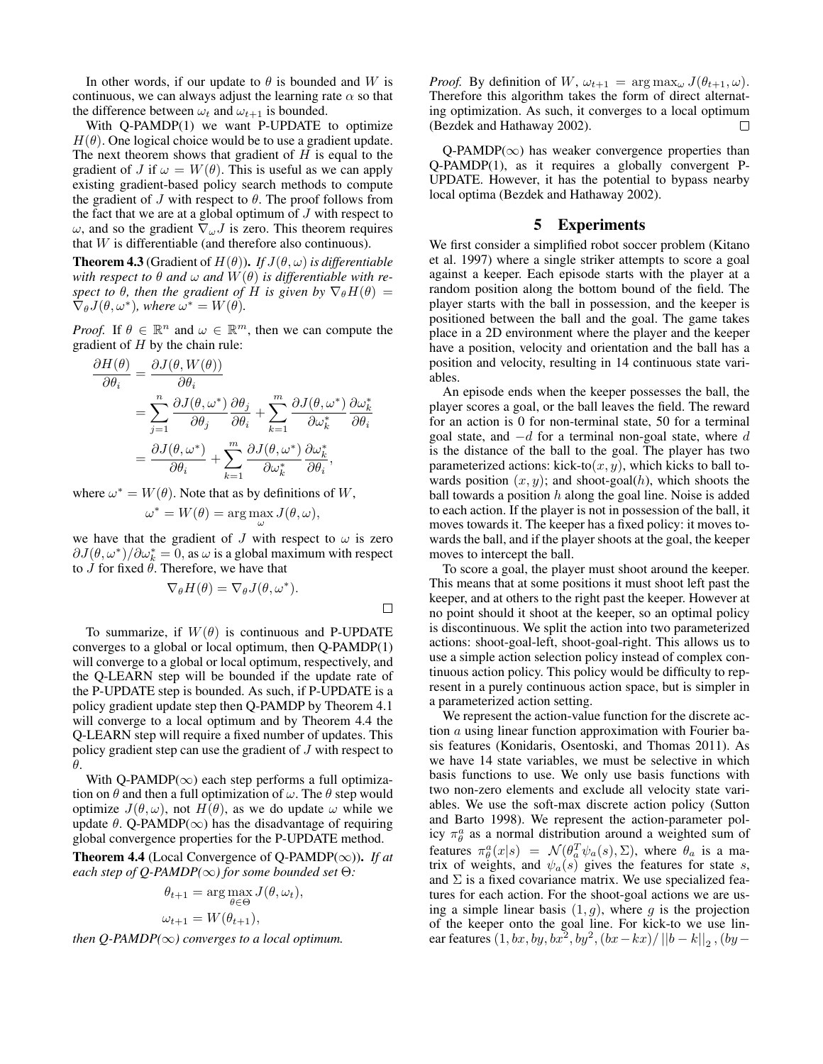In other words, if our update to $\theta$ is bounded and $W$ is continuous, we can always adjust the learning rate $\alpha$ so that the difference between $\omega_t$ and $\omega_{t+1}$ is bounded.

With Q-PAMDP(1) we want P-UPDATE to optimize $H(\theta)$. One logical choice would be to use a gradient update. The next theorem shows that gradient of $H$ is equal to the gradient of $J$ if $\omega = W(\theta)$. This is useful as we can apply existing gradient-based policy search methods to compute the gradient of $J$ with respect to $\theta$. The proof follows from the fact that we are at a global optimum of $J$ with respect to $\omega$, and so the gradient $\nabla_\omega J$ is zero. This theorem requires that $W$ is differentiable (and therefore also continuous).

**Theorem 4.3** (Gradient of $H(\theta)$). *If $J(\theta, \omega)$ is differentiable with respect to $\theta$ and $\omega$ and $W(\theta)$ is differentiable with respect to $\theta$, then the gradient of $H$ is given by $\nabla_\theta H(\theta) = \nabla_\theta J(\theta, \omega^*)$, where $\omega^* = W(\theta)$.*

*Proof.* If $\theta \in \mathbb{R}^n$ and $\omega \in \mathbb{R}^m$, then we can compute the gradient of $H$ by the chain rule:

$$
\begin{aligned}
\frac{\partial H(\theta)}{\partial \theta_i} &= \frac{\partial J(\theta, W(\theta))}{\partial \theta_i} \\
&= \sum_{j=1}^{n} \frac{\partial J(\theta, \omega^*)}{\partial \theta_j} \frac{\partial \theta_j}{\partial \theta_i} + \sum_{k=1}^{m} \frac{\partial J(\theta, \omega^*)}{\partial \omega_k^*} \frac{\partial \omega_k^*}{\partial \theta_i} \\
&= \frac{\partial J(\theta, \omega^*)}{\partial \theta_i} + \sum_{k=1}^{m} \frac{\partial J(\theta, \omega^*)}{\partial \omega_k^*} \frac{\partial \omega_k^*}{\partial \theta_i},
\end{aligned}
$$

where $\omega^* = W(\theta)$. Note that as by definitions of $W$,

$$
\omega^* = W(\theta) = \arg\max_{\omega} J(\theta, \omega),
$$

we have that the gradient of $J$ with respect to $\omega$ is zero $\partial J(\theta, \omega^*)/\partial \omega_k^* = 0$, as $\omega$ is a global maximum with respect to $J$ for fixed $\theta$. Therefore, we have that

$$
\nabla_\theta H(\theta) = \nabla_\theta J(\theta, \omega^*).
$$

□

To summarize, if $W(\theta)$ is continuous and P-UPDATE converges to a global or local optimum, then Q-PAMDP(1) will converge to a global or local optimum, respectively, and the Q-LEARN step will be bounded if the update rate of the P-UPDATE step is bounded. As such, if P-UPDATE is a policy gradient update step then Q-PAMDP by Theorem 4.1 will converge to a local optimum and by Theorem 4.4 the Q-LEARN step will require a fixed number of updates. This policy gradient step can use the gradient of $J$ with respect to $\theta$.

With Q-PAMDP($\infty$) each step performs a full optimization on $\theta$ and then a full optimization of $\omega$. The $\theta$ step would optimize $J(\theta, \omega)$, not $H(\theta)$, as we do update $\omega$ while we update $\theta$. Q-PAMDP($\infty$) has the disadvantage of requiring global convergence properties for the P-UPDATE method.

**Theorem 4.4** (Local Convergence of Q-PAMDP($\infty$)). *If at each step of Q-PAMDP($\infty$) for some bounded set $\Theta$:*

$$
\theta_{t+1} = \arg\max_{\theta \in \Theta} J(\theta, \omega_t),
$$

$$
\omega_{t+1} = W(\theta_{t+1}),
$$

*then Q-PAMDP($\infty$) converges to a local optimum.*

*Proof.* By definition of $W$, $\omega_{t+1} = \arg\max_\omega J(\theta_{t+1}, \omega)$. Therefore this algorithm takes the form of direct alternating optimization. As such, it converges to a local optimum (Bezdek and Hathaway 2002). □

Q-PAMDP($\infty$) has weaker convergence properties than Q-PAMDP(1), as it requires a globally convergent P-UPDATE. However, it has the potential to bypass nearby local optima (Bezdek and Hathaway 2002).

## 5 Experiments

We first consider a simplified robot soccer problem (Kitano et al. 1997) where a single striker attempts to score a goal against a keeper. Each episode starts with the player at a random position along the bottom bound of the field. The player starts with the ball in possession, and the keeper is positioned between the ball and the goal. The game takes place in a 2D environment where the player and the keeper have a position, velocity and orientation and the ball has a position and velocity, resulting in 14 continuous state variables.

An episode ends when the keeper possesses the ball, the player scores a goal, or the ball leaves the field. The reward for an action is 0 for non-terminal state, 50 for a terminal goal state, and $-d$ for a terminal non-goal state, where $d$ is the distance of the ball to the goal. The player has two parameterized actions: kick-to$(x, y)$, which kicks to ball towards position $(x, y)$; and shoot-goal$(h)$, which shoots the ball towards a position $h$ along the goal line. Noise is added to each action. If the player is not in possession of the ball, it moves towards it. The keeper has a fixed policy: it moves towards the ball, and if the player shoots at the goal, the keeper moves to intercept the ball.

To score a goal, the player must shoot around the keeper. This means that at some positions it must shoot left past the keeper, and at others to the right past the keeper. However at no point should it shoot at the keeper, so an optimal policy is discontinuous. We split the action into two parameterized actions: shoot-goal-left, shoot-goal-right. This allows us to use a simple action selection policy instead of complex continuous action policy. This policy would be difficulty to represent in a purely continuous action space, but is simpler in a parameterized action setting.

We represent the action-value function for the discrete action $a$ using linear function approximation with Fourier basis features (Konidaris, Osentoski, and Thomas 2011). As we have 14 state variables, we must be selective in which basis functions to use. We only use basis functions with two non-zero elements and exclude all velocity state variables. We use the soft-max discrete action policy (Sutton and Barto 1998). We represent the action-parameter policy $\pi_\theta^a$ as a normal distribution around a weighted sum of features $\pi_\theta^a(x|s) = \mathcal{N}(\theta_a^T \psi_a(s), \Sigma)$, where $\theta_a$ is a matrix of weights, and $\psi_a(s)$ gives the features for state $s$, and $\Sigma$ is a fixed covariance matrix. We use specialized features for each action. For the shoot-goal actions we are using a simple linear basis $(1, g)$, where $g$ is the projection of the keeper onto the goal line. For kick-to we use linear features $(1, bx, by, bx^2, by^2, (bx - kx)/\left\|b - k\right\|_2, (by -$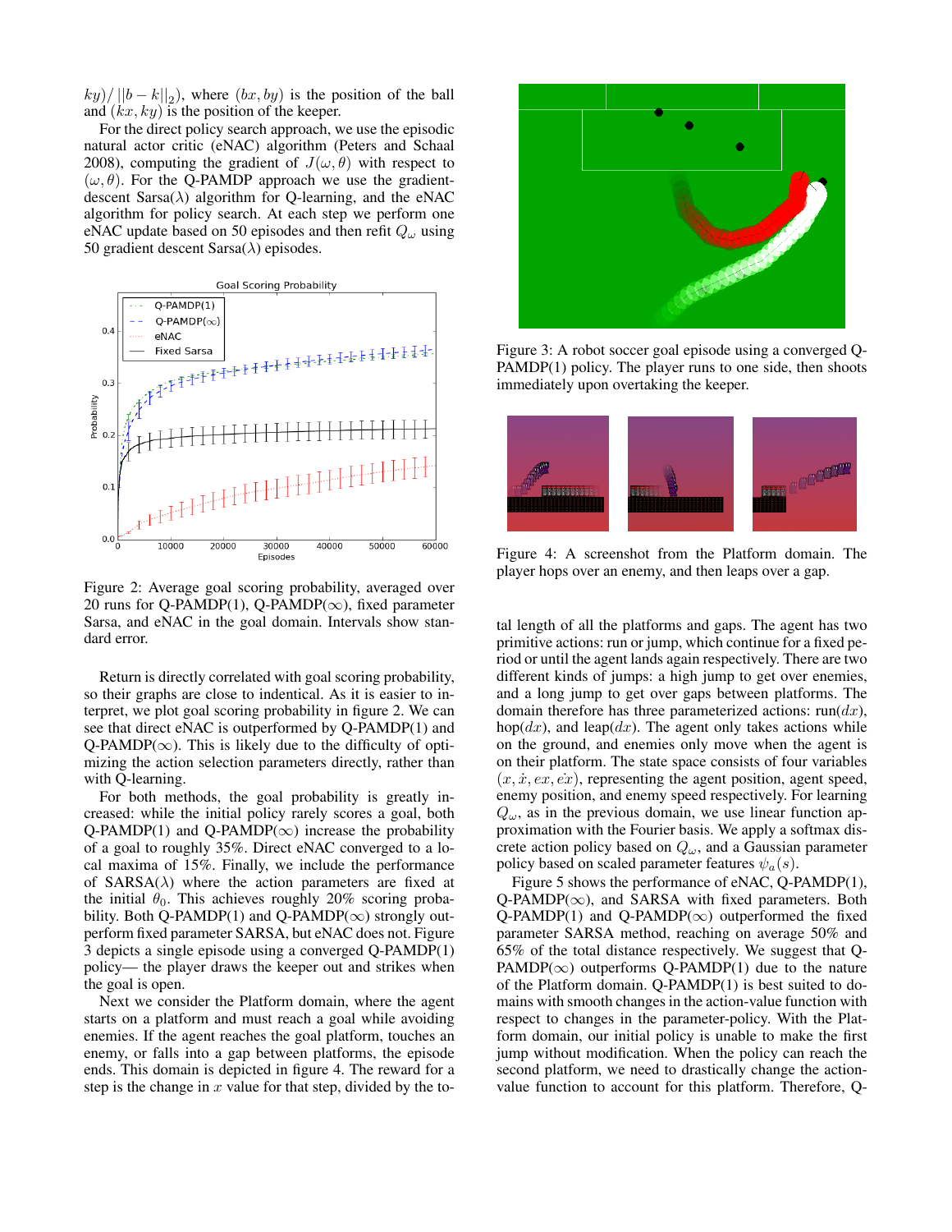$ky)/\,||b-k||_2)$, where $(bx, by)$ is the position of the ball and $(kx, ky)$ is the position of the keeper.

For the direct policy search approach, we use the episodic natural actor critic (eNAC) algorithm (Peters and Schaal 2008), computing the gradient of $J(\omega, \theta)$ with respect to $(\omega, \theta)$. For the Q-PAMDP approach we use the gradient-descent Sarsa($\lambda$) algorithm for Q-learning, and the eNAC algorithm for policy search. At each step we perform one eNAC update based on 50 episodes and then refit $Q_\omega$ using 50 gradient descent Sarsa($\lambda$) episodes.

Figure 2: Average goal scoring probability, averaged over 20 runs for Q-PAMDP(1), Q-PAMDP($\infty$), fixed parameter Sarsa, and eNAC in the goal domain. Intervals show standard error.

Return is directly correlated with goal scoring probability, so their graphs are close to indentical. As it is easier to interpret, we plot goal scoring probability in figure 2. We can see that direct eNAC is outperformed by Q-PAMDP(1) and Q-PAMDP($\infty$). This is likely due to the difficulty of optimizing the action selection parameters directly, rather than with Q-learning.

For both methods, the goal probability is greatly increased: while the initial policy rarely scores a goal, both Q-PAMDP(1) and Q-PAMDP($\infty$) increase the probability of a goal to roughly 35%. Direct eNAC converged to a local maxima of 15%. Finally, we include the performance of SARSA($\lambda$) where the action parameters are fixed at the initial $\theta_0$. This achieves roughly 20% scoring probability. Both Q-PAMDP(1) and Q-PAMDP($\infty$) strongly outperform fixed parameter SARSA, but eNAC does not. Figure 3 depicts a single episode using a converged Q-PAMDP(1) policy— the player draws the keeper out and strikes when the goal is open.

Next we consider the Platform domain, where the agent starts on a platform and must reach a goal while avoiding enemies. If the agent reaches the goal platform, touches an enemy, or falls into a gap between platforms, the episode ends. This domain is depicted in figure 4. The reward for a step is the change in $x$ value for that step, divided by the total length of all the platforms and gaps. The agent has two primitive actions: run or jump, which continue for a fixed period or until the agent lands again respectively. There are two different kinds of jumps: a high jump to get over enemies, and a long jump to get over gaps between platforms. The domain therefore has three parameterized actions: run($dx$), hop($dx$), and leap($dx$). The agent only takes actions while on the ground, and enemies only move when the agent is on their platform. The state space consists of four variables $(x, \dot{x}, ex, \dot{ex})$, representing the agent position, agent speed, enemy position, and enemy speed respectively. For learning $Q_\omega$, as in the previous domain, we use linear function approximation with the Fourier basis. We apply a softmax discrete action policy based on $Q_\omega$, and a Gaussian parameter policy based on scaled parameter features $\psi_a(s)$.

Figure 3: A robot soccer goal episode using a converged Q-PAMDP(1) policy. The player runs to one side, then shoots immediately upon overtaking the keeper.

Figure 4: A screenshot from the Platform domain. The player hops over an enemy, and then leaps over a gap.

Figure 5 shows the performance of eNAC, Q-PAMDP(1), Q-PAMDP($\infty$), and SARSA with fixed parameters. Both Q-PAMDP(1) and Q-PAMDP($\infty$) outperformed the fixed parameter SARSA method, reaching on average 50% and 65% of the total distance respectively. We suggest that Q-PAMDP($\infty$) outperforms Q-PAMDP(1) due to the nature of the Platform domain. Q-PAMDP(1) is best suited to domains with smooth changes in the action-value function with respect to changes in the parameter-policy. With the Platform domain, our initial policy is unable to make the first jump without modification. When the policy can reach the second platform, we need to drastically change the action-value function to account for this platform. Therefore, Q-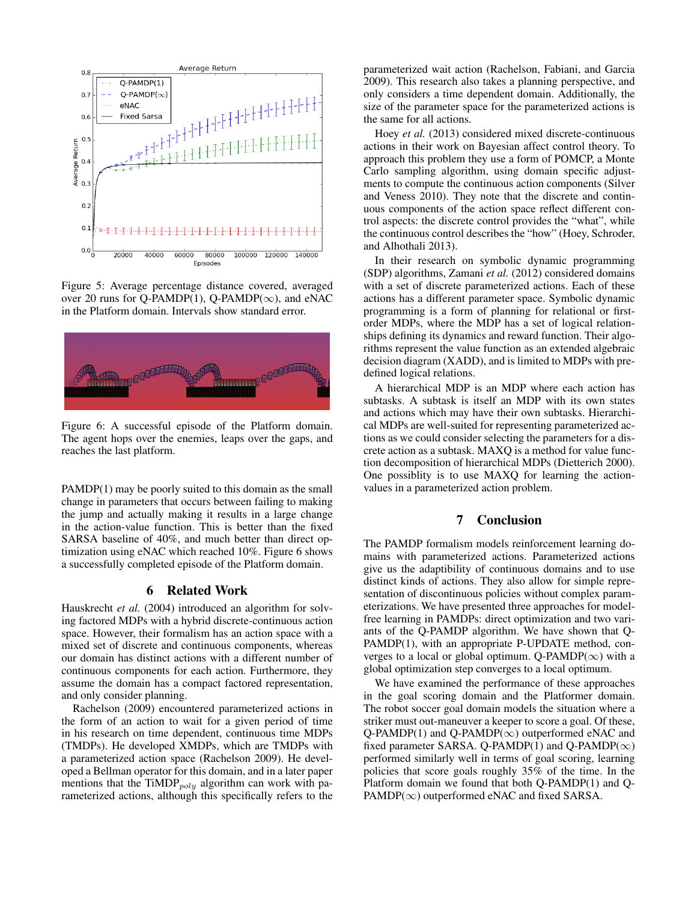Figure 5: Average percentage distance covered, averaged over 20 runs for Q-PAMDP(1), Q-PAMDP($\infty$), and eNAC in the Platform domain. Intervals show standard error.

Figure 6: A successful episode of the Platform domain. The agent hops over the enemies, leaps over the gaps, and reaches the last platform.

PAMDP(1) may be poorly suited to this domain as the small change in parameters that occurs between failing to making the jump and actually making it results in a large change in the action-value function. This is better than the fixed SARSA baseline of 40%, and much better than direct optimization using eNAC which reached 10%. Figure 6 shows a successfully completed episode of the Platform domain.

## 6 Related Work

Hauskrecht *et al.* (2004) introduced an algorithm for solving factored MDPs with a hybrid discrete-continuous action space. However, their formalism has an action space with a mixed set of discrete and continuous components, whereas our domain has distinct actions with a different number of continuous components for each action. Furthermore, they assume the domain has a compact factored representation, and only consider planning.

Rachelson (2009) encountered parameterized actions in the form of an action to wait for a given period of time in his research on time dependent, continuous time MDPs (TMDPs). He developed XMDPs, which are TMDPs with a parameterized action space (Rachelson 2009). He developed a Bellman operator for this domain, and in a later paper mentions that the TiMDP$_{poly}$ algorithm can work with parameterized actions, although this specifically refers to the parameterized wait action (Rachelson, Fabiani, and Garcia 2009). This research also takes a planning perspective, and only considers a time dependent domain. Additionally, the size of the parameter space for the parameterized actions is the same for all actions.

Hoey *et al.* (2013) considered mixed discrete-continuous actions in their work on Bayesian affect control theory. To approach this problem they use a form of POMCP, a Monte Carlo sampling algorithm, using domain specific adjustments to compute the continuous action components (Silver and Veness 2010). They note that the discrete and continuous components of the action space reflect different control aspects: the discrete control provides the "what", while the continuous control describes the "how" (Hoey, Schroder, and Alhothali 2013).

In their research on symbolic dynamic programming (SDP) algorithms, Zamani *et al.* (2012) considered domains with a set of discrete parameterized actions. Each of these actions has a different parameter space. Symbolic dynamic programming is a form of planning for relational or first-order MDPs, where the MDP has a set of logical relationships defining its dynamics and reward function. Their algorithms represent the value function as an extended algebraic decision diagram (XADD), and is limited to MDPs with predefined logical relations.

A hierarchical MDP is an MDP where each action has subtasks. A subtask is itself an MDP with its own states and actions which may have their own subtasks. Hierarchical MDPs are well-suited for representing parameterized actions as we could consider selecting the parameters for a discrete action as a subtask. MAXQ is a method for value function decomposition of hierarchical MDPs (Dietterich 2000). One possiblity is to use MAXQ for learning the action-values in a parameterized action problem.

## 7 Conclusion

The PAMDP formalism models reinforcement learning domains with parameterized actions. Parameterized actions give us the adaptibility of continuous domains and to use distinct kinds of actions. They also allow for simple representation of discontinuous policies without complex parameterizations. We have presented three approaches for model-free learning in PAMDPs: direct optimization and two variants of the Q-PAMDP algorithm. We have shown that Q-PAMDP(1), with an appropriate P-UPDATE method, converges to a local or global optimum. Q-PAMDP($\infty$) with a global optimization step converges to a local optimum.

We have examined the performance of these approaches in the goal scoring domain and the Platformer domain. The robot soccer goal domain models the situation where a striker must out-maneuver a keeper to score a goal. Of these, Q-PAMDP(1) and Q-PAMDP($\infty$) outperformed eNAC and fixed parameter SARSA. Q-PAMDP(1) and Q-PAMDP($\infty$) performed similarly well in terms of goal scoring, learning policies that score goals roughly 35% of the time. In the Platform domain we found that both Q-PAMDP(1) and Q-PAMDP($\infty$) outperformed eNAC and fixed SARSA.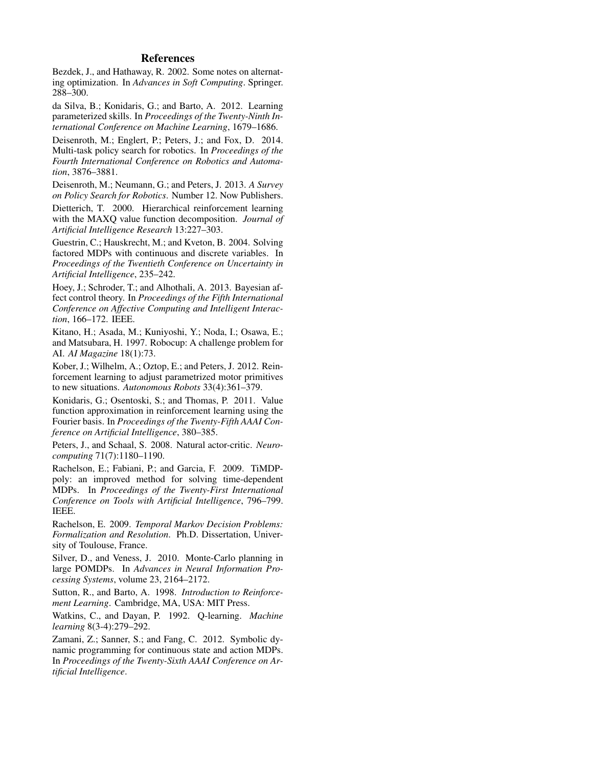## References

Bezdek, J., and Hathaway, R. 2002. Some notes on alternating optimization. In *Advances in Soft Computing*. Springer. 288–300.

da Silva, B.; Konidaris, G.; and Barto, A. 2012. Learning parameterized skills. In *Proceedings of the Twenty-Ninth International Conference on Machine Learning*, 1679–1686.

Deisenroth, M.; Englert, P.; Peters, J.; and Fox, D. 2014. Multi-task policy search for robotics. In *Proceedings of the Fourth International Conference on Robotics and Automation*, 3876–3881.

Deisenroth, M.; Neumann, G.; and Peters, J. 2013. *A Survey on Policy Search for Robotics*. Number 12. Now Publishers.

Dietterich, T. 2000. Hierarchical reinforcement learning with the MAXQ value function decomposition. *Journal of Artificial Intelligence Research* 13:227–303.

Guestrin, C.; Hauskrecht, M.; and Kveton, B. 2004. Solving factored MDPs with continuous and discrete variables. In *Proceedings of the Twentieth Conference on Uncertainty in Artificial Intelligence*, 235–242.

Hoey, J.; Schroder, T.; and Alhothali, A. 2013. Bayesian affect control theory. In *Proceedings of the Fifth International Conference on Affective Computing and Intelligent Interaction*, 166–172. IEEE.

Kitano, H.; Asada, M.; Kuniyoshi, Y.; Noda, I.; Osawa, E.; and Matsubara, H. 1997. Robocup: A challenge problem for AI. *AI Magazine* 18(1):73.

Kober, J.; Wilhelm, A.; Oztop, E.; and Peters, J. 2012. Reinforcement learning to adjust parametrized motor primitives to new situations. *Autonomous Robots* 33(4):361–379.

Konidaris, G.; Osentoski, S.; and Thomas, P. 2011. Value function approximation in reinforcement learning using the Fourier basis. In *Proceedings of the Twenty-Fifth AAAI Conference on Artificial Intelligence*, 380–385.

Peters, J., and Schaal, S. 2008. Natural actor-critic. *Neurocomputing* 71(7):1180–1190.

Rachelson, E.; Fabiani, P.; and Garcia, F. 2009. TiMDPpoly: an improved method for solving time-dependent MDPs. In *Proceedings of the Twenty-First International Conference on Tools with Artificial Intelligence*, 796–799. IEEE.

Rachelson, E. 2009. *Temporal Markov Decision Problems: Formalization and Resolution*. Ph.D. Dissertation, University of Toulouse, France.

Silver, D., and Veness, J. 2010. Monte-Carlo planning in large POMDPs. In *Advances in Neural Information Processing Systems*, volume 23, 2164–2172.

Sutton, R., and Barto, A. 1998. *Introduction to Reinforcement Learning*. Cambridge, MA, USA: MIT Press.

Watkins, C., and Dayan, P. 1992. Q-learning. *Machine learning* 8(3-4):279–292.

Zamani, Z.; Sanner, S.; and Fang, C. 2012. Symbolic dynamic programming for continuous state and action MDPs. In *Proceedings of the Twenty-Sixth AAAI Conference on Artificial Intelligence*.